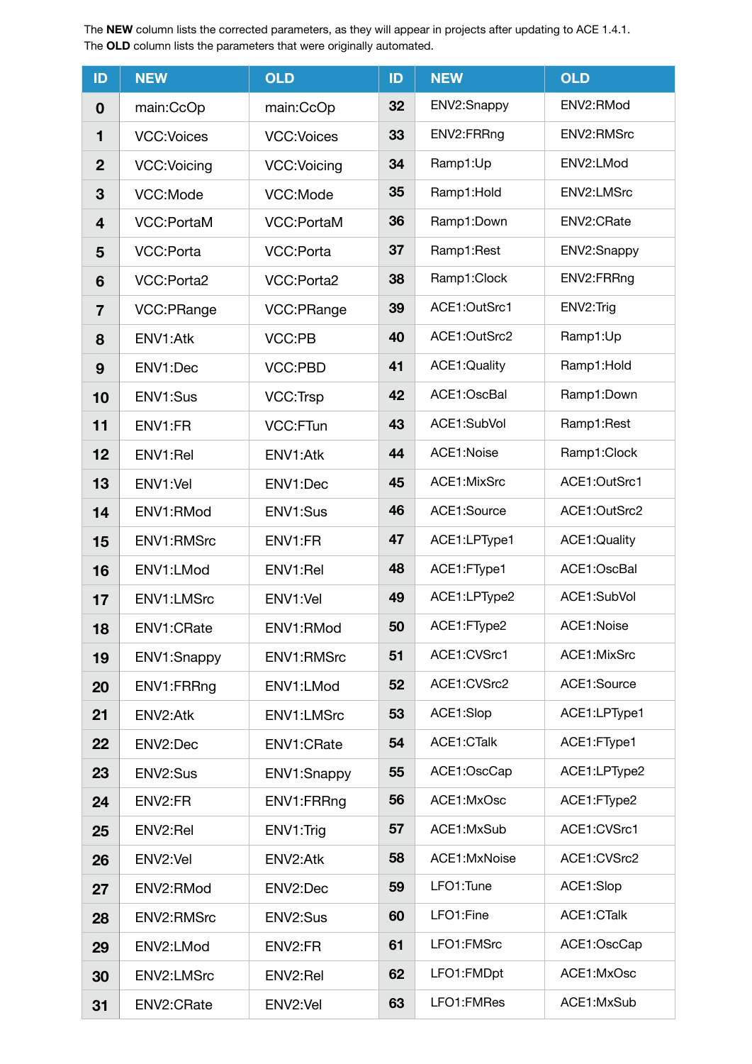The **NEW** column lists the corrected parameters, as they will appear in projects after updating to ACE 1.4.1.
The **OLD** column lists the parameters that were originally automated.

| ID | NEW | OLD | ID | NEW | OLD |
|---|---|---|---|---|---|
| 0 | main:CcOp | main:CcOp | 32 | ENV2:Snappy | ENV2:RMod |
| 1 | VCC:Voices | VCC:Voices | 33 | ENV2:FRRng | ENV2:RMSrc |
| 2 | VCC:Voicing | VCC:Voicing | 34 | Ramp1:Up | ENV2:LMod |
| 3 | VCC:Mode | VCC:Mode | 35 | Ramp1:Hold | ENV2:LMSrc |
| 4 | VCC:PortaM | VCC:PortaM | 36 | Ramp1:Down | ENV2:CRate |
| 5 | VCC:Porta | VCC:Porta | 37 | Ramp1:Rest | ENV2:Snappy |
| 6 | VCC:Porta2 | VCC:Porta2 | 38 | Ramp1:Clock | ENV2:FRRng |
| 7 | VCC:PRange | VCC:PRange | 39 | ACE1:OutSrc1 | ENV2:Trig |
| 8 | ENV1:Atk | VCC:PB | 40 | ACE1:OutSrc2 | Ramp1:Up |
| 9 | ENV1:Dec | VCC:PBD | 41 | ACE1:Quality | Ramp1:Hold |
| 10 | ENV1:Sus | VCC:Trsp | 42 | ACE1:OscBal | Ramp1:Down |
| 11 | ENV1:FR | VCC:FTun | 43 | ACE1:SubVol | Ramp1:Rest |
| 12 | ENV1:Rel | ENV1:Atk | 44 | ACE1:Noise | Ramp1:Clock |
| 13 | ENV1:Vel | ENV1:Dec | 45 | ACE1:MixSrc | ACE1:OutSrc1 |
| 14 | ENV1:RMod | ENV1:Sus | 46 | ACE1:Source | ACE1:OutSrc2 |
| 15 | ENV1:RMSrc | ENV1:FR | 47 | ACE1:LPType1 | ACE1:Quality |
| 16 | ENV1:LMod | ENV1:Rel | 48 | ACE1:FType1 | ACE1:OscBal |
| 17 | ENV1:LMSrc | ENV1:Vel | 49 | ACE1:LPType2 | ACE1:SubVol |
| 18 | ENV1:CRate | ENV1:RMod | 50 | ACE1:FType2 | ACE1:Noise |
| 19 | ENV1:Snappy | ENV1:RMSrc | 51 | ACE1:CVSrc1 | ACE1:MixSrc |
| 20 | ENV1:FRRng | ENV1:LMod | 52 | ACE1:CVSrc2 | ACE1:Source |
| 21 | ENV2:Atk | ENV1:LMSrc | 53 | ACE1:Slop | ACE1:LPType1 |
| 22 | ENV2:Dec | ENV1:CRate | 54 | ACE1:CTalk | ACE1:FType1 |
| 23 | ENV2:Sus | ENV1:Snappy | 55 | ACE1:OscCap | ACE1:LPType2 |
| 24 | ENV2:FR | ENV1:FRRng | 56 | ACE1:MxOsc | ACE1:FType2 |
| 25 | ENV2:Rel | ENV1:Trig | 57 | ACE1:MxSub | ACE1:CVSrc1 |
| 26 | ENV2:Vel | ENV2:Atk | 58 | ACE1:MxNoise | ACE1:CVSrc2 |
| 27 | ENV2:RMod | ENV2:Dec | 59 | LFO1:Tune | ACE1:Slop |
| 28 | ENV2:RMSrc | ENV2:Sus | 60 | LFO1:Fine | ACE1:CTalk |
| 29 | ENV2:LMod | ENV2:FR | 61 | LFO1:FMSrc | ACE1:OscCap |
| 30 | ENV2:LMSrc | ENV2:Rel | 62 | LFO1:FMDpt | ACE1:MxOsc |
| 31 | ENV2:CRate | ENV2:Vel | 63 | LFO1:FMRes | ACE1:MxSub |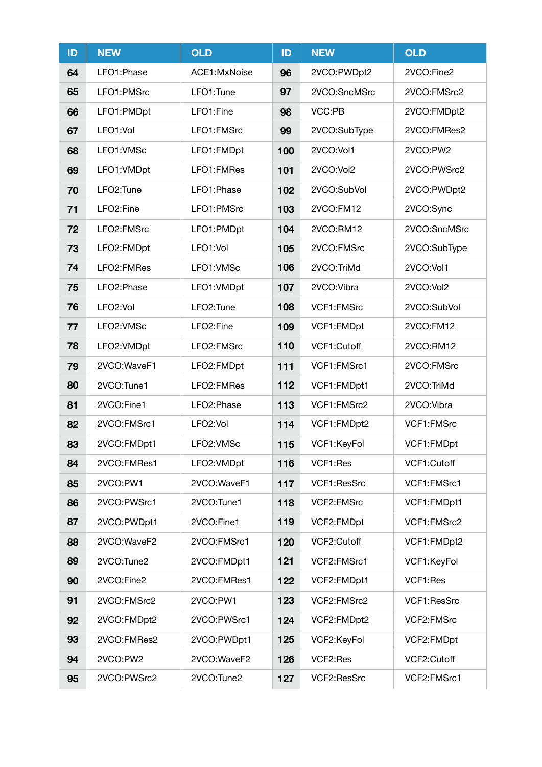| ID | NEW | OLD | ID | NEW | OLD |
|---|---|---|---|---|---|
| 64 | LFO1:Phase | ACE1:MxNoise | 96 | 2VCO:PWDpt2 | 2VCO:Fine2 |
| 65 | LFO1:PMSrc | LFO1:Tune | 97 | 2VCO:SncMSrc | 2VCO:FMSrc2 |
| 66 | LFO1:PMDpt | LFO1:Fine | 98 | VCC:PB | 2VCO:FMDpt2 |
| 67 | LFO1:Vol | LFO1:FMSrc | 99 | 2VCO:SubType | 2VCO:FMRes2 |
| 68 | LFO1:VMSc | LFO1:FMDpt | 100 | 2VCO:Vol1 | 2VCO:PW2 |
| 69 | LFO1:VMDpt | LFO1:FMRes | 101 | 2VCO:Vol2 | 2VCO:PWSrc2 |
| 70 | LFO2:Tune | LFO1:Phase | 102 | 2VCO:SubVol | 2VCO:PWDpt2 |
| 71 | LFO2:Fine | LFO1:PMSrc | 103 | 2VCO:FM12 | 2VCO:Sync |
| 72 | LFO2:FMSrc | LFO1:PMDpt | 104 | 2VCO:RM12 | 2VCO:SncMSrc |
| 73 | LFO2:FMDpt | LFO1:Vol | 105 | 2VCO:FMSrc | 2VCO:SubType |
| 74 | LFO2:FMRes | LFO1:VMSc | 106 | 2VCO:TriMd | 2VCO:Vol1 |
| 75 | LFO2:Phase | LFO1:VMDpt | 107 | 2VCO:Vibra | 2VCO:Vol2 |
| 76 | LFO2:Vol | LFO2:Tune | 108 | VCF1:FMSrc | 2VCO:SubVol |
| 77 | LFO2:VMSc | LFO2:Fine | 109 | VCF1:FMDpt | 2VCO:FM12 |
| 78 | LFO2:VMDpt | LFO2:FMSrc | 110 | VCF1:Cutoff | 2VCO:RM12 |
| 79 | 2VCO:WaveF1 | LFO2:FMDpt | 111 | VCF1:FMSrc1 | 2VCO:FMSrc |
| 80 | 2VCO:Tune1 | LFO2:FMRes | 112 | VCF1:FMDpt1 | 2VCO:TriMd |
| 81 | 2VCO:Fine1 | LFO2:Phase | 113 | VCF1:FMSrc2 | 2VCO:Vibra |
| 82 | 2VCO:FMSrc1 | LFO2:Vol | 114 | VCF1:FMDpt2 | VCF1:FMSrc |
| 83 | 2VCO:FMDpt1 | LFO2:VMSc | 115 | VCF1:KeyFol | VCF1:FMDpt |
| 84 | 2VCO:FMRes1 | LFO2:VMDpt | 116 | VCF1:Res | VCF1:Cutoff |
| 85 | 2VCO:PW1 | 2VCO:WaveF1 | 117 | VCF1:ResSrc | VCF1:FMSrc1 |
| 86 | 2VCO:PWSrc1 | 2VCO:Tune1 | 118 | VCF2:FMSrc | VCF1:FMDpt1 |
| 87 | 2VCO:PWDpt1 | 2VCO:Fine1 | 119 | VCF2:FMDpt | VCF1:FMSrc2 |
| 88 | 2VCO:WaveF2 | 2VCO:FMSrc1 | 120 | VCF2:Cutoff | VCF1:FMDpt2 |
| 89 | 2VCO:Tune2 | 2VCO:FMDpt1 | 121 | VCF2:FMSrc1 | VCF1:KeyFol |
| 90 | 2VCO:Fine2 | 2VCO:FMRes1 | 122 | VCF2:FMDpt1 | VCF1:Res |
| 91 | 2VCO:FMSrc2 | 2VCO:PW1 | 123 | VCF2:FMSrc2 | VCF1:ResSrc |
| 92 | 2VCO:FMDpt2 | 2VCO:PWSrc1 | 124 | VCF2:FMDpt2 | VCF2:FMSrc |
| 93 | 2VCO:FMRes2 | 2VCO:PWDpt1 | 125 | VCF2:KeyFol | VCF2:FMDpt |
| 94 | 2VCO:PW2 | 2VCO:WaveF2 | 126 | VCF2:Res | VCF2:Cutoff |
| 95 | 2VCO:PWSrc2 | 2VCO:Tune2 | 127 | VCF2:ResSrc | VCF2:FMSrc1 |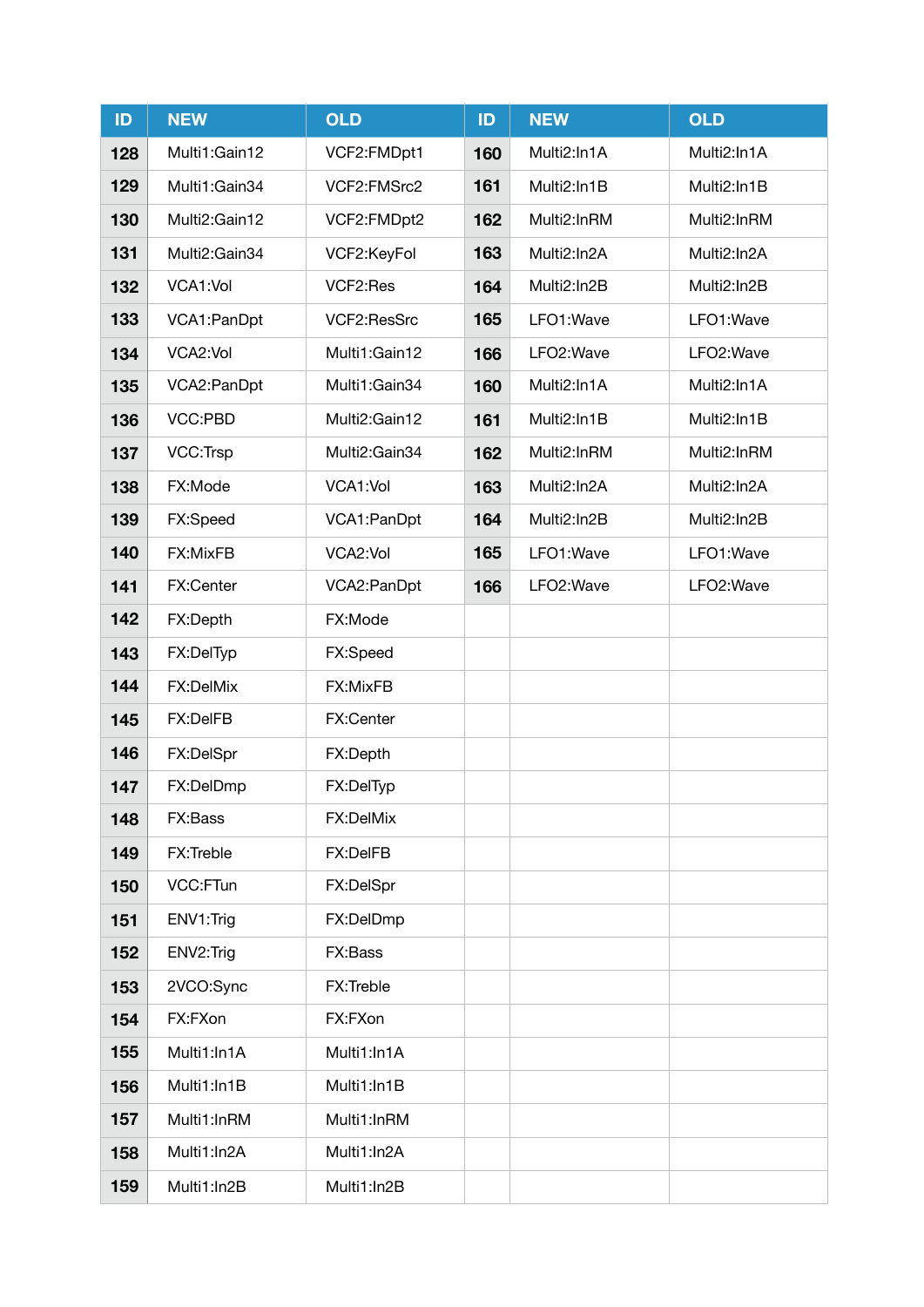| ID | NEW | OLD | ID | NEW | OLD |
|---|---|---|---|---|---|
| 128 | Multi1:Gain12 | VCF2:FMDpt1 | 160 | Multi2:In1A | Multi2:In1A |
| 129 | Multi1:Gain34 | VCF2:FMSrc2 | 161 | Multi2:In1B | Multi2:In1B |
| 130 | Multi2:Gain12 | VCF2:FMDpt2 | 162 | Multi2:InRM | Multi2:InRM |
| 131 | Multi2:Gain34 | VCF2:KeyFol | 163 | Multi2:In2A | Multi2:In2A |
| 132 | VCA1:Vol | VCF2:Res | 164 | Multi2:In2B | Multi2:In2B |
| 133 | VCA1:PanDpt | VCF2:ResSrc | 165 | LFO1:Wave | LFO1:Wave |
| 134 | VCA2:Vol | Multi1:Gain12 | 166 | LFO2:Wave | LFO2:Wave |
| 135 | VCA2:PanDpt | Multi1:Gain34 | 160 | Multi2:In1A | Multi2:In1A |
| 136 | VCC:PBD | Multi2:Gain12 | 161 | Multi2:In1B | Multi2:In1B |
| 137 | VCC:Trsp | Multi2:Gain34 | 162 | Multi2:InRM | Multi2:InRM |
| 138 | FX:Mode | VCA1:Vol | 163 | Multi2:In2A | Multi2:In2A |
| 139 | FX:Speed | VCA1:PanDpt | 164 | Multi2:In2B | Multi2:In2B |
| 140 | FX:MixFB | VCA2:Vol | 165 | LFO1:Wave | LFO1:Wave |
| 141 | FX:Center | VCA2:PanDpt | 166 | LFO2:Wave | LFO2:Wave |
| 142 | FX:Depth | FX:Mode | | | |
| 143 | FX:DelTyp | FX:Speed | | | |
| 144 | FX:DelMix | FX:MixFB | | | |
| 145 | FX:DelFB | FX:Center | | | |
| 146 | FX:DelSpr | FX:Depth | | | |
| 147 | FX:DelDmp | FX:DelTyp | | | |
| 148 | FX:Bass | FX:DelMix | | | |
| 149 | FX:Treble | FX:DelFB | | | |
| 150 | VCC:FTun | FX:DelSpr | | | |
| 151 | ENV1:Trig | FX:DelDmp | | | |
| 152 | ENV2:Trig | FX:Bass | | | |
| 153 | 2VCO:Sync | FX:Treble | | | |
| 154 | FX:FXon | FX:FXon | | | |
| 155 | Multi1:In1A | Multi1:In1A | | | |
| 156 | Multi1:In1B | Multi1:In1B | | | |
| 157 | Multi1:InRM | Multi1:InRM | | | |
| 158 | Multi1:In2A | Multi1:In2A | | | |
| 159 | Multi1:In2B | Multi1:In2B | | | |